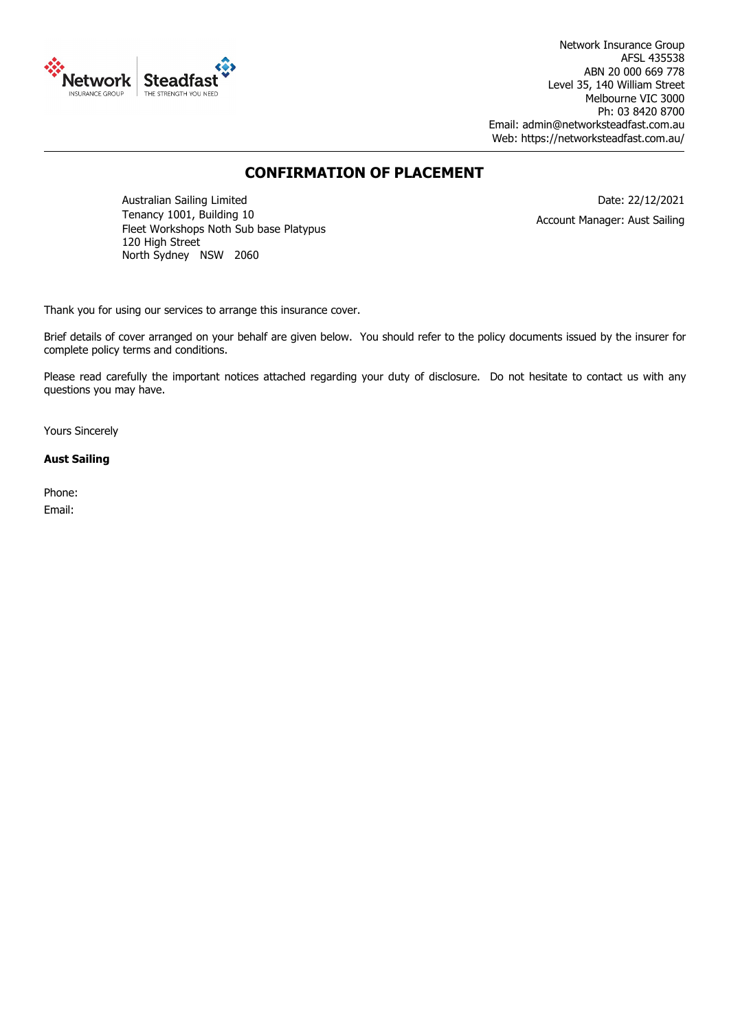Network Insurance Group
AFSL 435538
ABN 20 000 669 778
Level 35, 140 William Street
Melbourne VIC 3000
Ph: 03 8420 8700
Email: admin@networksteadfast.com.au
Web: https://networksteadfast.com.au/

# CONFIRMATION OF PLACEMENT

Australian Sailing Limited
Tenancy 1001, Building 10
Fleet Workshops Noth Sub base Platypus
120 High Street
North Sydney NSW 2060

Date: 22/12/2021

Account Manager: Aust Sailing

Thank you for using our services to arrange this insurance cover.

Brief details of cover arranged on your behalf are given below. You should refer to the policy documents issued by the insurer for complete policy terms and conditions.

Please read carefully the important notices attached regarding your duty of disclosure. Do not hesitate to contact us with any questions you may have.

Yours Sincerely

**Aust Sailing**

Phone:

Email: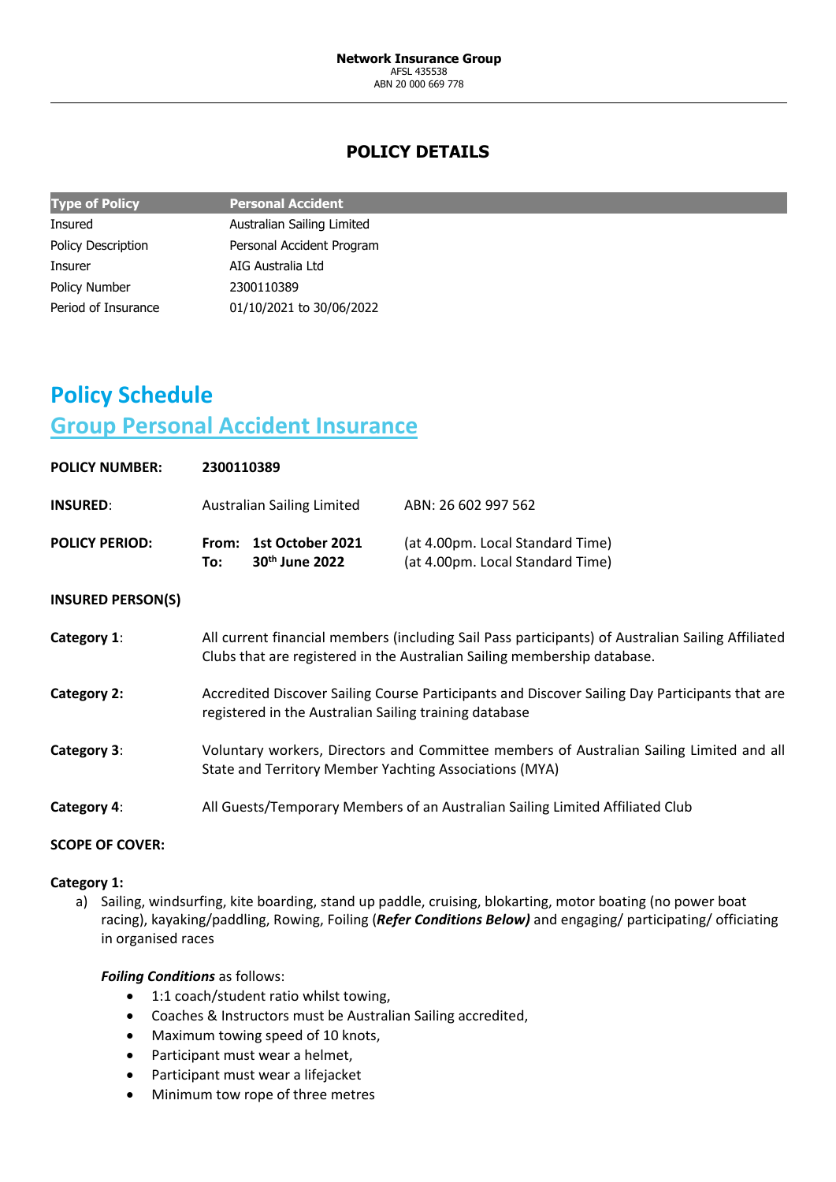**Network Insurance Group**
AFSL 435538
ABN 20 000 669 778

## POLICY DETAILS

| Type of Policy | Personal Accident |
|---|---|
| Insured | Australian Sailing Limited |
| Policy Description | Personal Accident Program |
| Insurer | AIG Australia Ltd |
| Policy Number | 2300110389 |
| Period of Insurance | 01/10/2021 to 30/06/2022 |

# Policy Schedule

## Group Personal Accident Insurance

**POLICY NUMBER:** **2300110389**

**INSURED:** Australian Sailing Limited ABN: 26 602 997 562

**POLICY PERIOD:** **From: 1st October 2021** (at 4.00pm. Local Standard Time)
**To: 30th June 2022** (at 4.00pm. Local Standard Time)

**INSURED PERSON(S)**

**Category 1**: All current financial members (including Sail Pass participants) of Australian Sailing Affiliated Clubs that are registered in the Australian Sailing membership database.

**Category 2:** Accredited Discover Sailing Course Participants and Discover Sailing Day Participants that are registered in the Australian Sailing training database

**Category 3**: Voluntary workers, Directors and Committee members of Australian Sailing Limited and all State and Territory Member Yachting Associations (MYA)

**Category 4**: All Guests/Temporary Members of an Australian Sailing Limited Affiliated Club

**SCOPE OF COVER:**

**Category 1:**

a) Sailing, windsurfing, kite boarding, stand up paddle, cruising, blokarting, motor boating (no power boat racing), kayaking/paddling, Rowing, Foiling (***Refer Conditions Below)*** and engaging/ participating/ officiating in organised races

***Foiling Conditions*** as follows:

- 1:1 coach/student ratio whilst towing,
- Coaches & Instructors must be Australian Sailing accredited,
- Maximum towing speed of 10 knots,
- Participant must wear a helmet,
- Participant must wear a lifejacket
- Minimum tow rope of three metres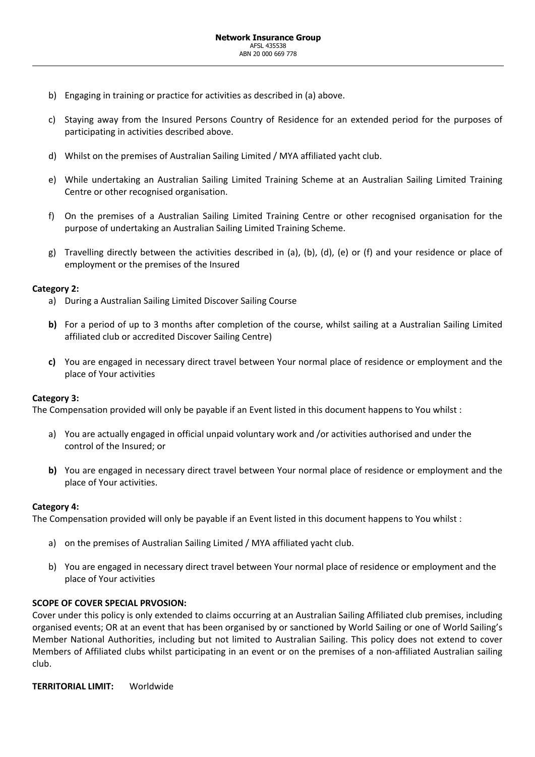b) Engaging in training or practice for activities as described in (a) above.

c) Staying away from the Insured Persons Country of Residence for an extended period for the purposes of participating in activities described above.

d) Whilst on the premises of Australian Sailing Limited / MYA affiliated yacht club.

e) While undertaking an Australian Sailing Limited Training Scheme at an Australian Sailing Limited Training Centre or other recognised organisation.

f) On the premises of a Australian Sailing Limited Training Centre or other recognised organisation for the purpose of undertaking an Australian Sailing Limited Training Scheme.

g) Travelling directly between the activities described in (a), (b), (d), (e) or (f) and your residence or place of employment or the premises of the Insured

**Category 2:**

a) During a Australian Sailing Limited Discover Sailing Course

**b)** For a period of up to 3 months after completion of the course, whilst sailing at a Australian Sailing Limited affiliated club or accredited Discover Sailing Centre)

**c)** You are engaged in necessary direct travel between Your normal place of residence or employment and the place of Your activities

**Category 3:**

The Compensation provided will only be payable if an Event listed in this document happens to You whilst :

a) You are actually engaged in official unpaid voluntary work and /or activities authorised and under the control of the Insured; or

**b)** You are engaged in necessary direct travel between Your normal place of residence or employment and the place of Your activities.

**Category 4:**

The Compensation provided will only be payable if an Event listed in this document happens to You whilst :

a) on the premises of Australian Sailing Limited / MYA affiliated yacht club.

b) You are engaged in necessary direct travel between Your normal place of residence or employment and the place of Your activities

**SCOPE OF COVER SPECIAL PRVOSION:**

Cover under this policy is only extended to claims occurring at an Australian Sailing Affiliated club premises, including organised events; OR at an event that has been organised by or sanctioned by World Sailing or one of World Sailing's Member National Authorities, including but not limited to Australian Sailing. This policy does not extend to cover Members of Affiliated clubs whilst participating in an event or on the premises of a non-affiliated Australian sailing club.

**TERRITORIAL LIMIT:** Worldwide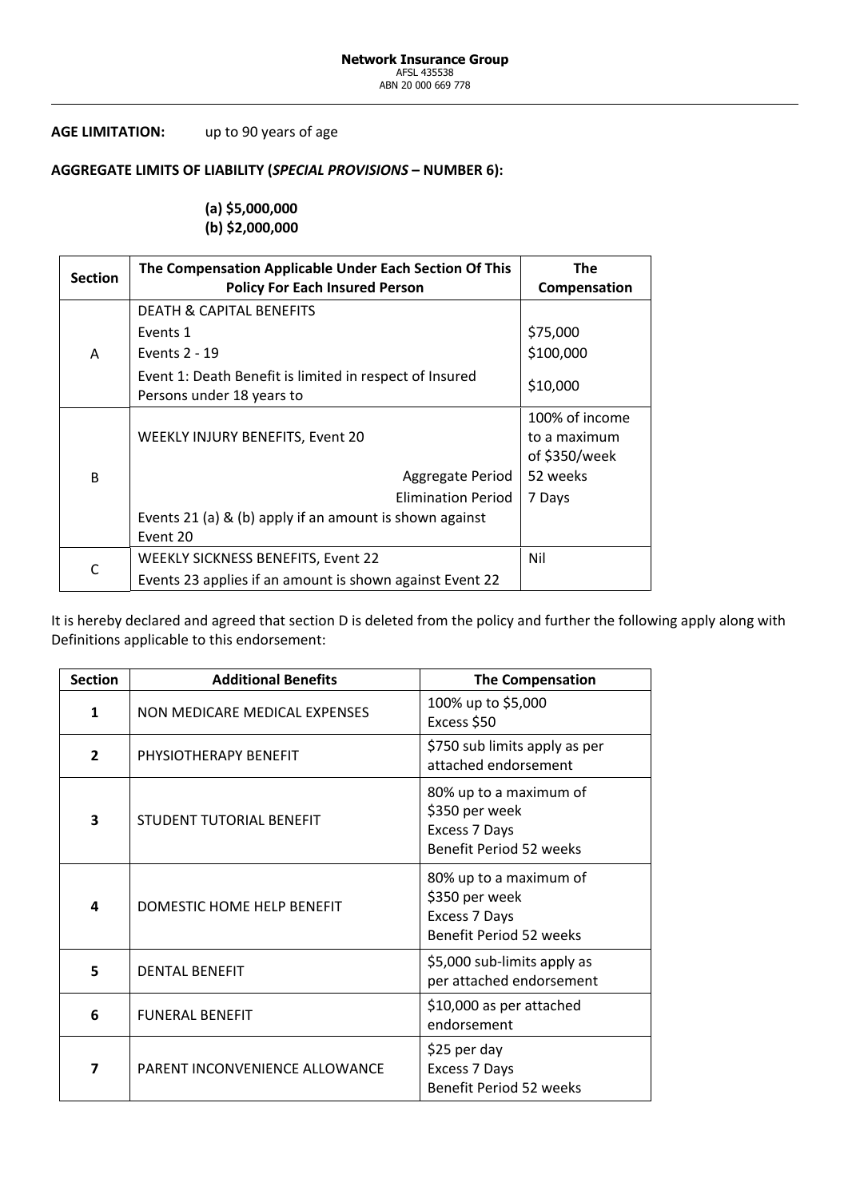**Network Insurance Group**
AFSL 435538
ABN 20 000 669 778

**AGE LIMITATION:** up to 90 years of age

**AGGREGATE LIMITS OF LIABILITY (*SPECIAL PROVISIONS* – NUMBER 6):**

**(a) $5,000,000**
**(b) $2,000,000**

| Section | The Compensation Applicable Under Each Section Of This Policy For Each Insured Person | The Compensation |
|---|---|---|
| A | DEATH & CAPITAL BENEFITS | |
| | Events 1 | $75,000 |
| | Events 2 - 19 | $100,000 |
| | Event 1: Death Benefit is limited in respect of Insured Persons under 18 years to | $10,000 |
| B | WEEKLY INJURY BENEFITS, Event 20 | 100% of income to a maximum of $350/week |
| | Aggregate Period | 52 weeks |
| | Elimination Period | 7 Days |
| | Events 21 (a) & (b) apply if an amount is shown against Event 20 | |
| C | WEEKLY SICKNESS BENEFITS, Event 22 | Nil |
| | Events 23 applies if an amount is shown against Event 22 | |

It is hereby declared and agreed that section D is deleted from the policy and further the following apply along with Definitions applicable to this endorsement:

| Section | Additional Benefits | The Compensation |
|---|---|---|
| **1** | NON MEDICARE MEDICAL EXPENSES | 100% up to $5,000<br>Excess $50 |
| **2** | PHYSIOTHERAPY BENEFIT | $750 sub limits apply as per attached endorsement |
| **3** | STUDENT TUTORIAL BENEFIT | 80% up to a maximum of $350 per week<br>Excess 7 Days<br>Benefit Period 52 weeks |
| **4** | DOMESTIC HOME HELP BENEFIT | 80% up to a maximum of $350 per week<br>Excess 7 Days<br>Benefit Period 52 weeks |
| **5** | DENTAL BENEFIT | $5,000 sub-limits apply as per attached endorsement |
| **6** | FUNERAL BENEFIT | $10,000 as per attached endorsement |
| **7** | PARENT INCONVENIENCE ALLOWANCE | $25 per day<br>Excess 7 Days<br>Benefit Period 52 weeks |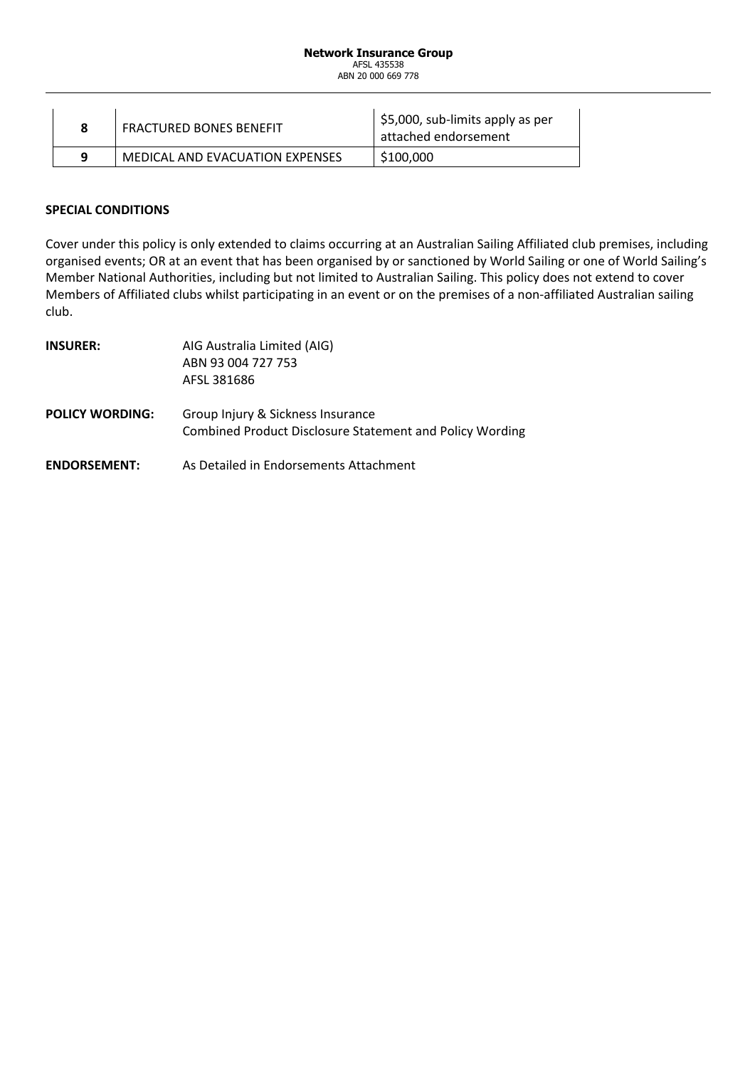| | | |
|---|---|---|
| 8 | FRACTURED BONES BENEFIT | $5,000, sub-limits apply as per attached endorsement |
| 9 | MEDICAL AND EVACUATION EXPENSES | $100,000 |

**SPECIAL CONDITIONS**

Cover under this policy is only extended to claims occurring at an Australian Sailing Affiliated club premises, including organised events; OR at an event that has been organised by or sanctioned by World Sailing or one of World Sailing's Member National Authorities, including but not limited to Australian Sailing. This policy does not extend to cover Members of Affiliated clubs whilst participating in an event or on the premises of a non-affiliated Australian sailing club.

**INSURER:** AIG Australia Limited (AIG)
ABN 93 004 727 753
AFSL 381686

**POLICY WORDING:** Group Injury & Sickness Insurance
Combined Product Disclosure Statement and Policy Wording

**ENDORSEMENT:** As Detailed in Endorsements Attachment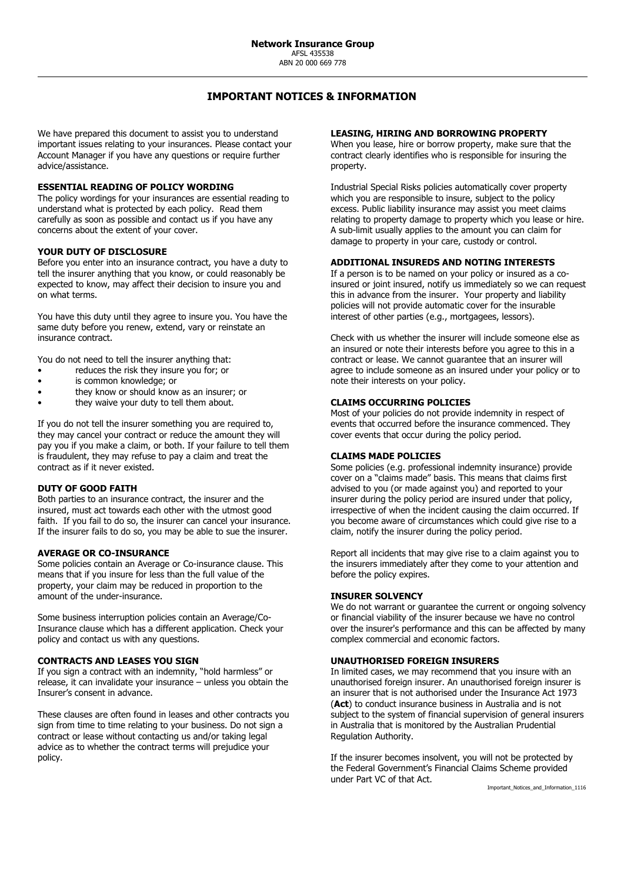**Network Insurance Group**
AFSL 435538
ABN 20 000 669 778

# IMPORTANT NOTICES & INFORMATION

We have prepared this document to assist you to understand important issues relating to your insurances. Please contact your Account Manager if you have any questions or require further advice/assistance.

### ESSENTIAL READING OF POLICY WORDING

The policy wordings for your insurances are essential reading to understand what is protected by each policy. Read them carefully as soon as possible and contact us if you have any concerns about the extent of your cover.

### YOUR DUTY OF DISCLOSURE

Before you enter into an insurance contract, you have a duty to tell the insurer anything that you know, or could reasonably be expected to know, may affect their decision to insure you and on what terms.

You have this duty until they agree to insure you. You have the same duty before you renew, extend, vary or reinstate an insurance contract.

You do not need to tell the insurer anything that:

- reduces the risk they insure you for; or
- is common knowledge; or
- they know or should know as an insurer; or
- they waive your duty to tell them about.

If you do not tell the insurer something you are required to, they may cancel your contract or reduce the amount they will pay you if you make a claim, or both. If your failure to tell them is fraudulent, they may refuse to pay a claim and treat the contract as if it never existed.

### DUTY OF GOOD FAITH

Both parties to an insurance contract, the insurer and the insured, must act towards each other with the utmost good faith. If you fail to do so, the insurer can cancel your insurance. If the insurer fails to do so, you may be able to sue the insurer.

### AVERAGE OR CO-INSURANCE

Some policies contain an Average or Co-insurance clause. This means that if you insure for less than the full value of the property, your claim may be reduced in proportion to the amount of the under-insurance.

Some business interruption policies contain an Average/Co-Insurance clause which has a different application. Check your policy and contact us with any questions.

### CONTRACTS AND LEASES YOU SIGN

If you sign a contract with an indemnity, "hold harmless" or release, it can invalidate your insurance – unless you obtain the Insurer's consent in advance.

These clauses are often found in leases and other contracts you sign from time to time relating to your business. Do not sign a contract or lease without contacting us and/or taking legal advice as to whether the contract terms will prejudice your policy.

### LEASING, HIRING AND BORROWING PROPERTY

When you lease, hire or borrow property, make sure that the contract clearly identifies who is responsible for insuring the property.

Industrial Special Risks policies automatically cover property which you are responsible to insure, subject to the policy excess. Public liability insurance may assist you meet claims relating to property damage to property which you lease or hire. A sub-limit usually applies to the amount you can claim for damage to property in your care, custody or control.

### ADDITIONAL INSUREDS AND NOTING INTERESTS

If a person is to be named on your policy or insured as a co-insured or joint insured, notify us immediately so we can request this in advance from the insurer. Your property and liability policies will not provide automatic cover for the insurable interest of other parties (e.g., mortgagees, lessors).

Check with us whether the insurer will include someone else as an insured or note their interests before you agree to this in a contract or lease. We cannot guarantee that an insurer will agree to include someone as an insured under your policy or to note their interests on your policy.

### CLAIMS OCCURRING POLICIES

Most of your policies do not provide indemnity in respect of events that occurred before the insurance commenced. They cover events that occur during the policy period.

### CLAIMS MADE POLICIES

Some policies (e.g. professional indemnity insurance) provide cover on a "claims made" basis. This means that claims first advised to you (or made against you) and reported to your insurer during the policy period are insured under that policy, irrespective of when the incident causing the claim occurred. If you become aware of circumstances which could give rise to a claim, notify the insurer during the policy period.

Report all incidents that may give rise to a claim against you to the insurers immediately after they come to your attention and before the policy expires.

### INSURER SOLVENCY

We do not warrant or guarantee the current or ongoing solvency or financial viability of the insurer because we have no control over the insurer's performance and this can be affected by many complex commercial and economic factors.

### UNAUTHORISED FOREIGN INSURERS

In limited cases, we may recommend that you insure with an unauthorised foreign insurer. An unauthorised foreign insurer is an insurer that is not authorised under the Insurance Act 1973 (**Act**) to conduct insurance business in Australia and is not subject to the system of financial supervision of general insurers in Australia that is monitored by the Australian Prudential Regulation Authority.

If the insurer becomes insolvent, you will not be protected by the Federal Government's Financial Claims Scheme provided under Part VC of that Act.

Important_Notices_and_Information_1116